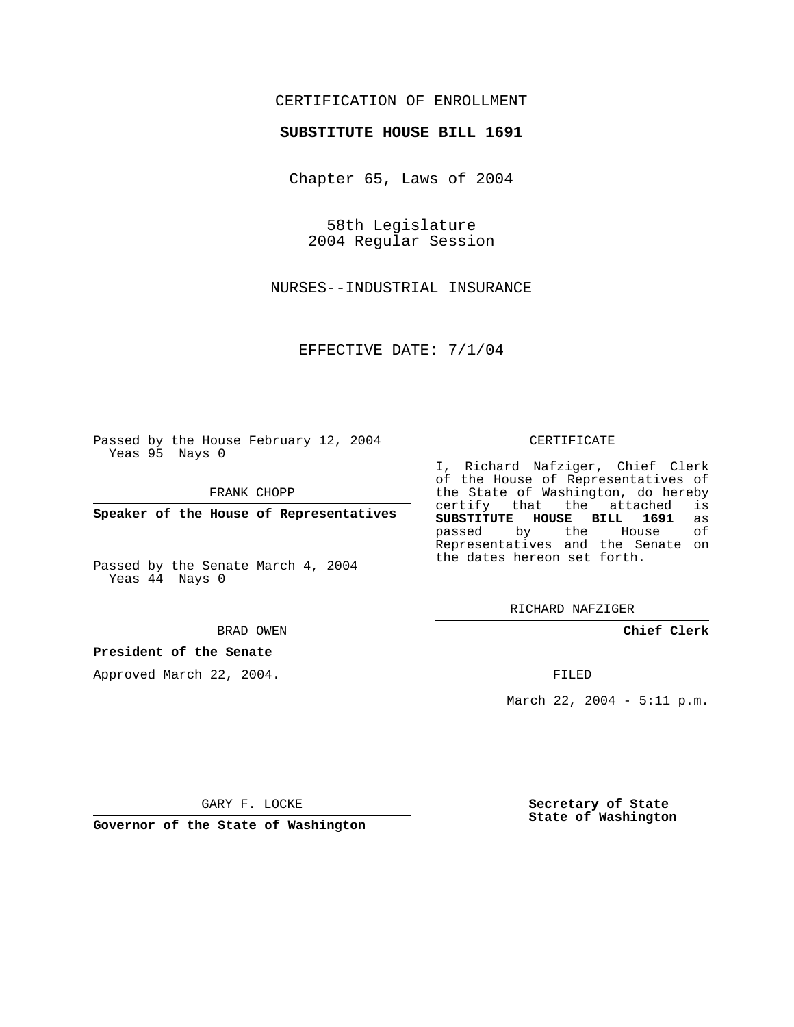CERTIFICATION OF ENROLLMENT

**SUBSTITUTE HOUSE BILL 1691**

Chapter 65, Laws of 2004

58th Legislature
2004 Regular Session

NURSES--INDUSTRIAL INSURANCE

EFFECTIVE DATE: 7/1/04

Passed by the House February 12, 2004
Yeas 95 Nays 0

FRANK CHOPP

**Speaker of the House of Representatives**

Passed by the Senate March 4, 2004
Yeas 44 Nays 0

BRAD OWEN

**President of the Senate**

Approved March 22, 2004.

GARY F. LOCKE

**Governor of the State of Washington**

CERTIFICATE

I, Richard Nafziger, Chief Clerk of the House of Representatives of the State of Washington, do hereby certify that the attached is **SUBSTITUTE HOUSE BILL 1691** as passed by the House of Representatives and the Senate on the dates hereon set forth.

RICHARD NAFZIGER

**Chief Clerk**

FILED

March 22, 2004 - 5:11 p.m.

**Secretary of State**
**State of Washington**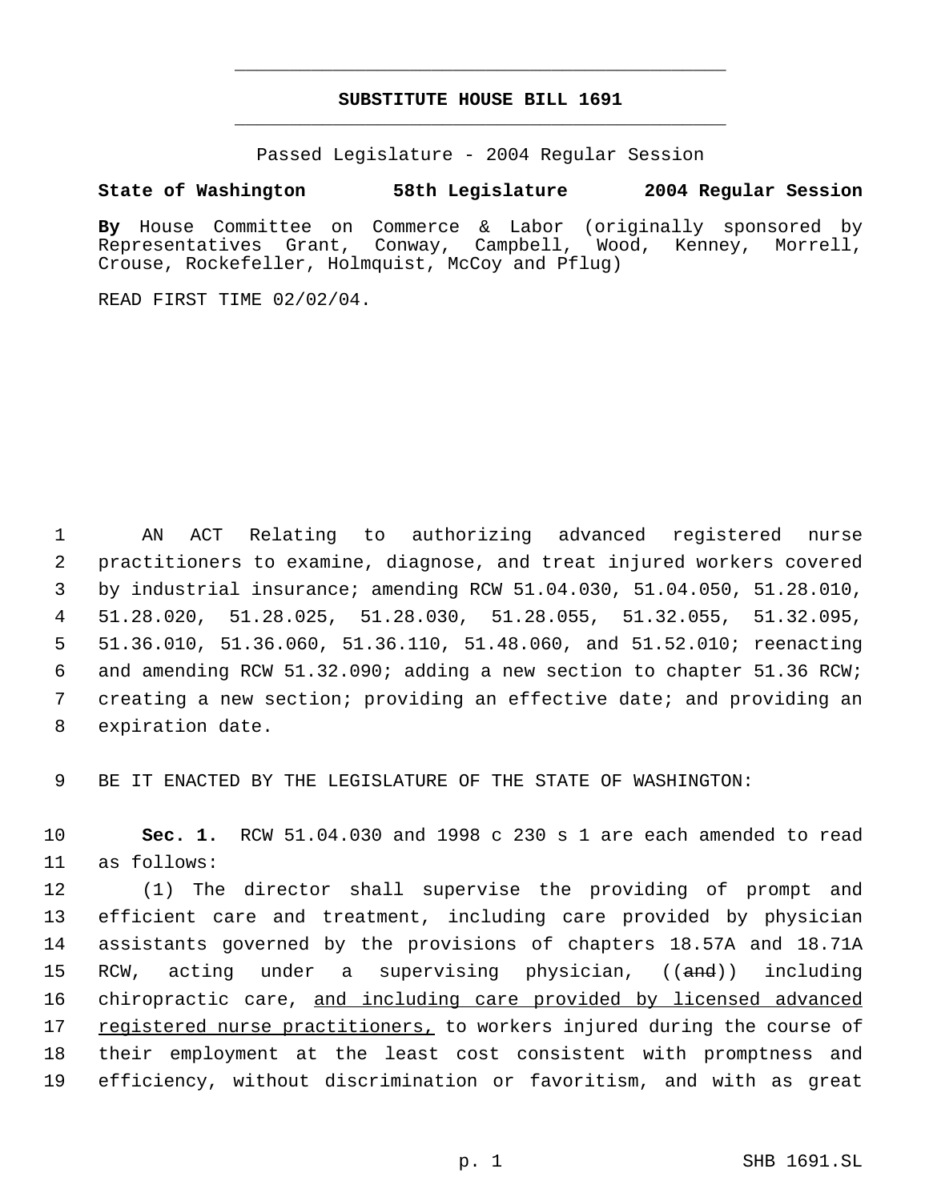**SUBSTITUTE HOUSE BILL 1691**

Passed Legislature - 2004 Regular Session

**State of Washington 58th Legislature 2004 Regular Session**

**By** House Committee on Commerce & Labor (originally sponsored by Representatives Grant, Conway, Campbell, Wood, Kenney, Morrell, Crouse, Rockefeller, Holmquist, McCoy and Pflug)

READ FIRST TIME 02/02/04.

AN ACT Relating to authorizing advanced registered nurse practitioners to examine, diagnose, and treat injured workers covered by industrial insurance; amending RCW 51.04.030, 51.04.050, 51.28.010, 51.28.020, 51.28.025, 51.28.030, 51.28.055, 51.32.055, 51.32.095, 51.36.010, 51.36.060, 51.36.110, 51.48.060, and 51.52.010; reenacting and amending RCW 51.32.090; adding a new section to chapter 51.36 RCW; creating a new section; providing an effective date; and providing an expiration date.

BE IT ENACTED BY THE LEGISLATURE OF THE STATE OF WASHINGTON:

**Sec. 1.** RCW 51.04.030 and 1998 c 230 s 1 are each amended to read as follows:

(1) The director shall supervise the providing of prompt and efficient care and treatment, including care provided by physician assistants governed by the provisions of chapters 18.57A and 18.71A RCW, acting under a supervising physician, ((~~and~~)) including chiropractic care, <u>and including care provided by licensed advanced registered nurse practitioners,</u> to workers injured during the course of their employment at the least cost consistent with promptness and efficiency, without discrimination or favoritism, and with as great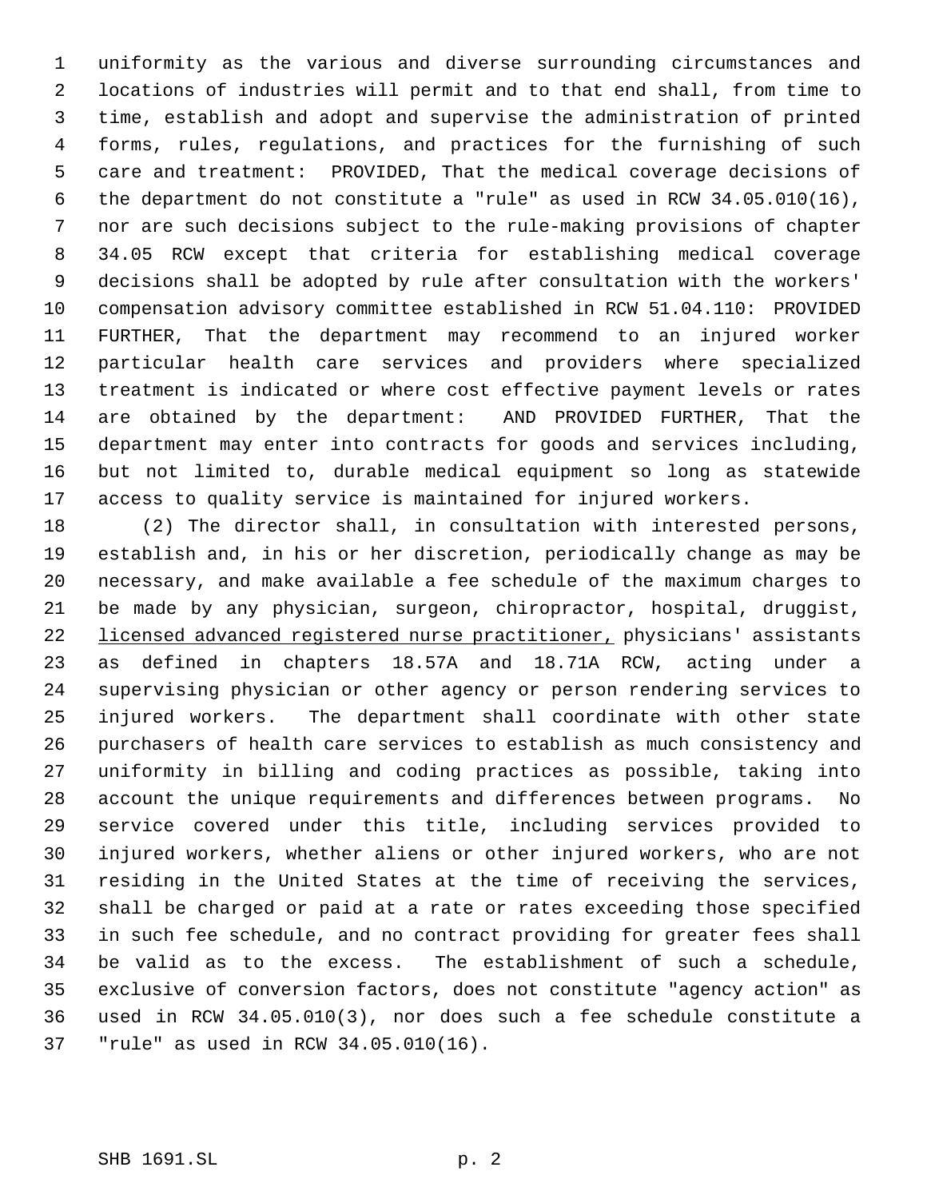uniformity as the various and diverse surrounding circumstances and locations of industries will permit and to that end shall, from time to time, establish and adopt and supervise the administration of printed forms, rules, regulations, and practices for the furnishing of such care and treatment: PROVIDED, That the medical coverage decisions of the department do not constitute a "rule" as used in RCW 34.05.010(16), nor are such decisions subject to the rule-making provisions of chapter 34.05 RCW except that criteria for establishing medical coverage decisions shall be adopted by rule after consultation with the workers' compensation advisory committee established in RCW 51.04.110: PROVIDED FURTHER, That the department may recommend to an injured worker particular health care services and providers where specialized treatment is indicated or where cost effective payment levels or rates are obtained by the department: AND PROVIDED FURTHER, That the department may enter into contracts for goods and services including, but not limited to, durable medical equipment so long as statewide access to quality service is maintained for injured workers.

(2) The director shall, in consultation with interested persons, establish and, in his or her discretion, periodically change as may be necessary, and make available a fee schedule of the maximum charges to be made by any physician, surgeon, chiropractor, hospital, druggist, <u>licensed advanced registered nurse practitioner,</u> physicians' assistants as defined in chapters 18.57A and 18.71A RCW, acting under a supervising physician or other agency or person rendering services to injured workers. The department shall coordinate with other state purchasers of health care services to establish as much consistency and uniformity in billing and coding practices as possible, taking into account the unique requirements and differences between programs. No service covered under this title, including services provided to injured workers, whether aliens or other injured workers, who are not residing in the United States at the time of receiving the services, shall be charged or paid at a rate or rates exceeding those specified in such fee schedule, and no contract providing for greater fees shall be valid as to the excess. The establishment of such a schedule, exclusive of conversion factors, does not constitute "agency action" as used in RCW 34.05.010(3), nor does such a fee schedule constitute a "rule" as used in RCW 34.05.010(16).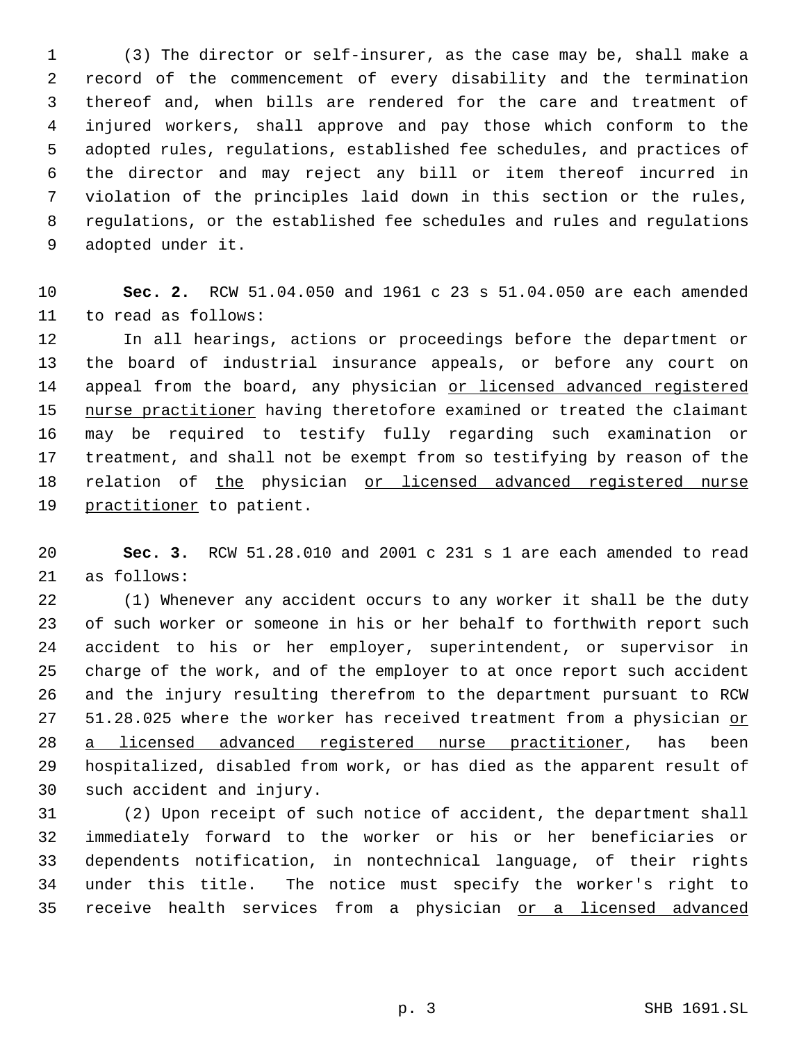(3) The director or self-insurer, as the case may be, shall make a record of the commencement of every disability and the termination thereof and, when bills are rendered for the care and treatment of injured workers, shall approve and pay those which conform to the adopted rules, regulations, established fee schedules, and practices of the director and may reject any bill or item thereof incurred in violation of the principles laid down in this section or the rules, regulations, or the established fee schedules and rules and regulations adopted under it.

**Sec. 2.** RCW 51.04.050 and 1961 c 23 s 51.04.050 are each amended to read as follows:

In all hearings, actions or proceedings before the department or the board of industrial insurance appeals, or before any court on appeal from the board, any physician <u>or licensed advanced registered nurse practitioner</u> having theretofore examined or treated the claimant may be required to testify fully regarding such examination or treatment, and shall not be exempt from so testifying by reason of the relation of <u>the</u> physician <u>or licensed advanced registered nurse practitioner</u> to patient.

**Sec. 3.** RCW 51.28.010 and 2001 c 231 s 1 are each amended to read as follows:

(1) Whenever any accident occurs to any worker it shall be the duty of such worker or someone in his or her behalf to forthwith report such accident to his or her employer, superintendent, or supervisor in charge of the work, and of the employer to at once report such accident and the injury resulting therefrom to the department pursuant to RCW 51.28.025 where the worker has received treatment from a physician <u>or a licensed advanced registered nurse practitioner</u>, has been hospitalized, disabled from work, or has died as the apparent result of such accident and injury.

(2) Upon receipt of such notice of accident, the department shall immediately forward to the worker or his or her beneficiaries or dependents notification, in nontechnical language, of their rights under this title. The notice must specify the worker's right to receive health services from a physician <u>or a licensed advanced</u>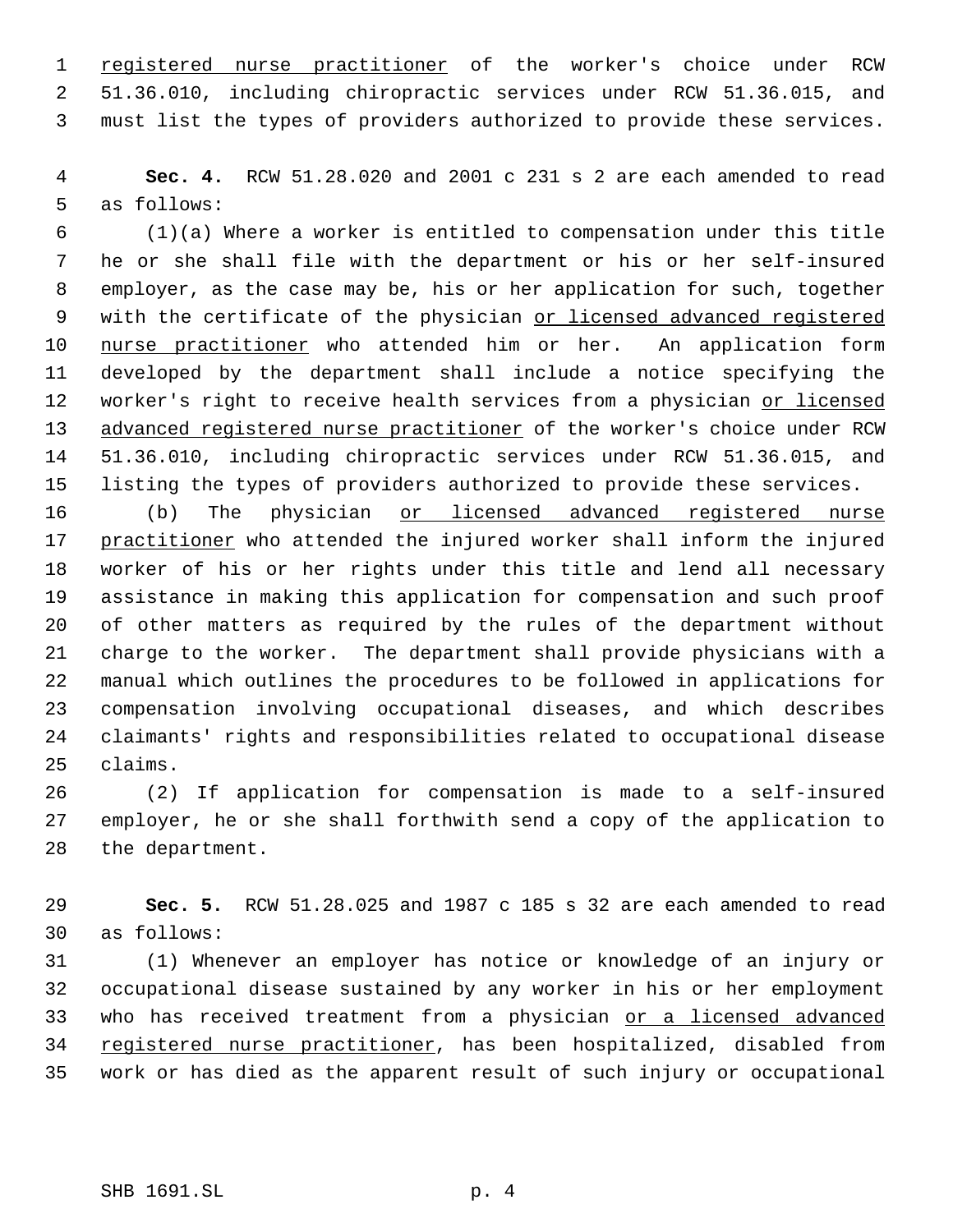registered nurse practitioner of the worker's choice under RCW 51.36.010, including chiropractic services under RCW 51.36.015, and must list the types of providers authorized to provide these services.

**Sec. 4.** RCW 51.28.020 and 2001 c 231 s 2 are each amended to read as follows:

(1)(a) Where a worker is entitled to compensation under this title he or she shall file with the department or his or her self-insured employer, as the case may be, his or her application for such, together with the certificate of the physician or licensed advanced registered nurse practitioner who attended him or her. An application form developed by the department shall include a notice specifying the worker's right to receive health services from a physician or licensed advanced registered nurse practitioner of the worker's choice under RCW 51.36.010, including chiropractic services under RCW 51.36.015, and listing the types of providers authorized to provide these services.

(b) The physician or licensed advanced registered nurse practitioner who attended the injured worker shall inform the injured worker of his or her rights under this title and lend all necessary assistance in making this application for compensation and such proof of other matters as required by the rules of the department without charge to the worker. The department shall provide physicians with a manual which outlines the procedures to be followed in applications for compensation involving occupational diseases, and which describes claimants' rights and responsibilities related to occupational disease claims.

(2) If application for compensation is made to a self-insured employer, he or she shall forthwith send a copy of the application to the department.

**Sec. 5.** RCW 51.28.025 and 1987 c 185 s 32 are each amended to read as follows:

(1) Whenever an employer has notice or knowledge of an injury or occupational disease sustained by any worker in his or her employment who has received treatment from a physician or a licensed advanced registered nurse practitioner, has been hospitalized, disabled from work or has died as the apparent result of such injury or occupational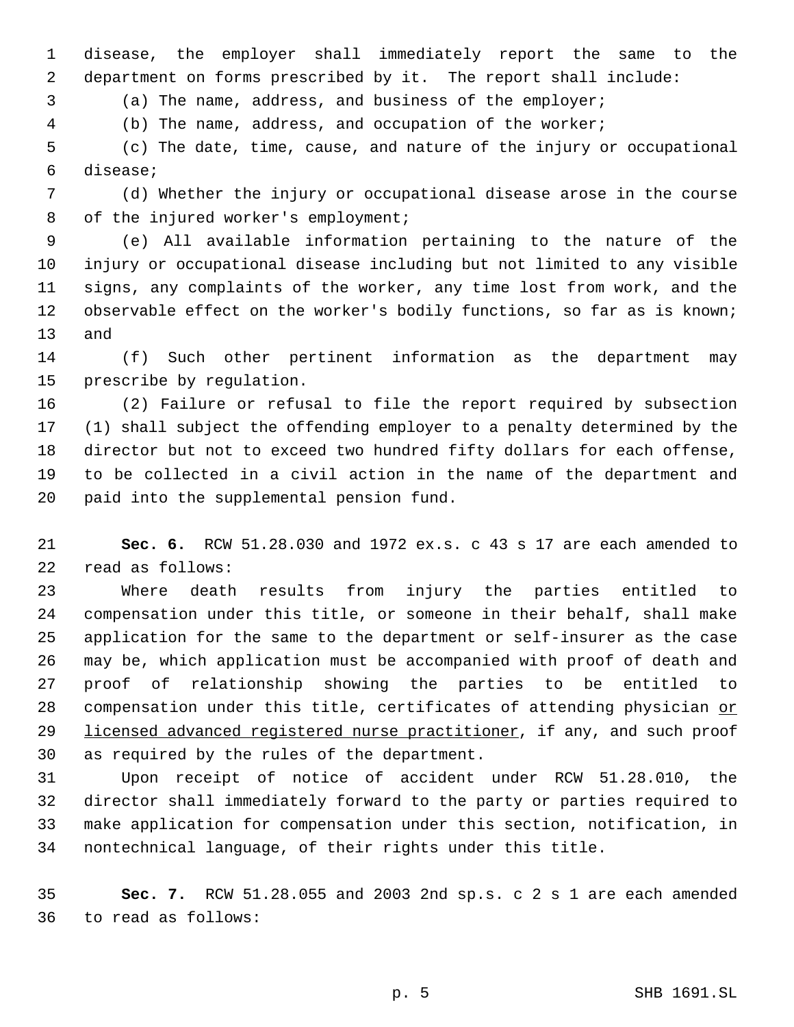disease, the employer shall immediately report the same to the department on forms prescribed by it. The report shall include:

(a) The name, address, and business of the employer;

(b) The name, address, and occupation of the worker;

(c) The date, time, cause, and nature of the injury or occupational disease;

(d) Whether the injury or occupational disease arose in the course of the injured worker's employment;

(e) All available information pertaining to the nature of the injury or occupational disease including but not limited to any visible signs, any complaints of the worker, any time lost from work, and the observable effect on the worker's bodily functions, so far as is known; and

(f) Such other pertinent information as the department may prescribe by regulation.

(2) Failure or refusal to file the report required by subsection (1) shall subject the offending employer to a penalty determined by the director but not to exceed two hundred fifty dollars for each offense, to be collected in a civil action in the name of the department and paid into the supplemental pension fund.

**Sec. 6.** RCW 51.28.030 and 1972 ex.s. c 43 s 17 are each amended to read as follows:

Where death results from injury the parties entitled to compensation under this title, or someone in their behalf, shall make application for the same to the department or self-insurer as the case may be, which application must be accompanied with proof of death and proof of relationship showing the parties to be entitled to compensation under this title, certificates of attending physician <u>or licensed advanced registered nurse practitioner</u>, if any, and such proof as required by the rules of the department.

Upon receipt of notice of accident under RCW 51.28.010, the director shall immediately forward to the party or parties required to make application for compensation under this section, notification, in nontechnical language, of their rights under this title.

**Sec. 7.** RCW 51.28.055 and 2003 2nd sp.s. c 2 s 1 are each amended to read as follows: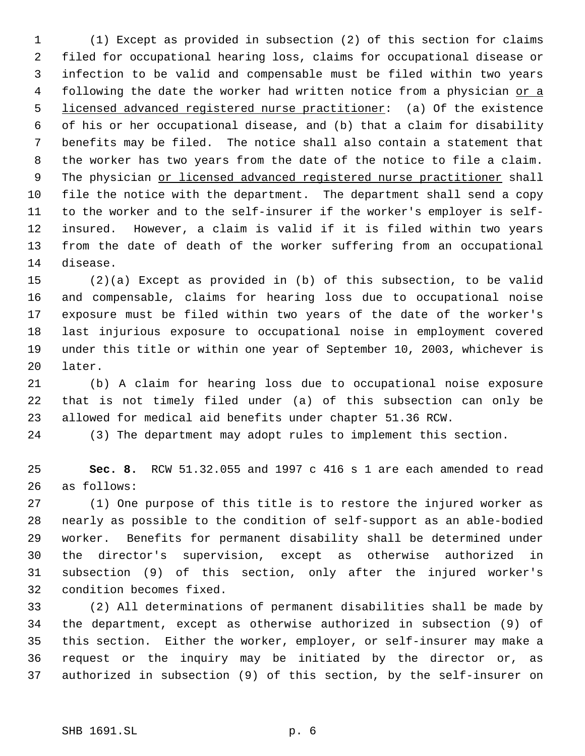(1) Except as provided in subsection (2) of this section for claims filed for occupational hearing loss, claims for occupational disease or infection to be valid and compensable must be filed within two years following the date the worker had written notice from a physician <u>or a licensed advanced registered nurse practitioner</u>: (a) Of the existence of his or her occupational disease, and (b) that a claim for disability benefits may be filed. The notice shall also contain a statement that the worker has two years from the date of the notice to file a claim. The physician <u>or licensed advanced registered nurse practitioner</u> shall file the notice with the department. The department shall send a copy to the worker and to the self-insurer if the worker's employer is self-insured. However, a claim is valid if it is filed within two years from the date of death of the worker suffering from an occupational disease.

(2)(a) Except as provided in (b) of this subsection, to be valid and compensable, claims for hearing loss due to occupational noise exposure must be filed within two years of the date of the worker's last injurious exposure to occupational noise in employment covered under this title or within one year of September 10, 2003, whichever is later.

(b) A claim for hearing loss due to occupational noise exposure that is not timely filed under (a) of this subsection can only be allowed for medical aid benefits under chapter 51.36 RCW.

(3) The department may adopt rules to implement this section.

**Sec. 8.** RCW 51.32.055 and 1997 c 416 s 1 are each amended to read as follows:

(1) One purpose of this title is to restore the injured worker as nearly as possible to the condition of self-support as an able-bodied worker. Benefits for permanent disability shall be determined under the director's supervision, except as otherwise authorized in subsection (9) of this section, only after the injured worker's condition becomes fixed.

(2) All determinations of permanent disabilities shall be made by the department, except as otherwise authorized in subsection (9) of this section. Either the worker, employer, or self-insurer may make a request or the inquiry may be initiated by the director or, as authorized in subsection (9) of this section, by the self-insurer on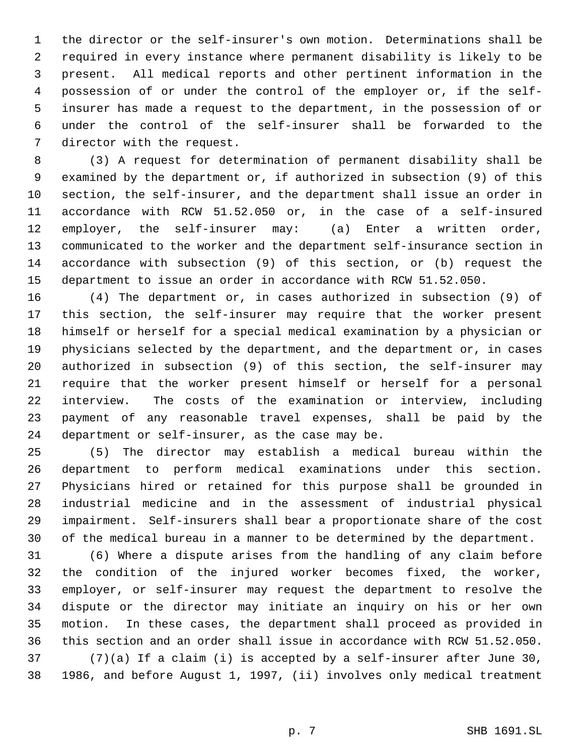the director or the self-insurer's own motion. Determinations shall be required in every instance where permanent disability is likely to be present. All medical reports and other pertinent information in the possession of or under the control of the employer or, if the self-insurer has made a request to the department, in the possession of or under the control of the self-insurer shall be forwarded to the director with the request.

(3) A request for determination of permanent disability shall be examined by the department or, if authorized in subsection (9) of this section, the self-insurer, and the department shall issue an order in accordance with RCW 51.52.050 or, in the case of a self-insured employer, the self-insurer may: (a) Enter a written order, communicated to the worker and the department self-insurance section in accordance with subsection (9) of this section, or (b) request the department to issue an order in accordance with RCW 51.52.050.

(4) The department or, in cases authorized in subsection (9) of this section, the self-insurer may require that the worker present himself or herself for a special medical examination by a physician or physicians selected by the department, and the department or, in cases authorized in subsection (9) of this section, the self-insurer may require that the worker present himself or herself for a personal interview. The costs of the examination or interview, including payment of any reasonable travel expenses, shall be paid by the department or self-insurer, as the case may be.

(5) The director may establish a medical bureau within the department to perform medical examinations under this section. Physicians hired or retained for this purpose shall be grounded in industrial medicine and in the assessment of industrial physical impairment. Self-insurers shall bear a proportionate share of the cost of the medical bureau in a manner to be determined by the department.

(6) Where a dispute arises from the handling of any claim before the condition of the injured worker becomes fixed, the worker, employer, or self-insurer may request the department to resolve the dispute or the director may initiate an inquiry on his or her own motion. In these cases, the department shall proceed as provided in this section and an order shall issue in accordance with RCW 51.52.050.

(7)(a) If a claim (i) is accepted by a self-insurer after June 30, 1986, and before August 1, 1997, (ii) involves only medical treatment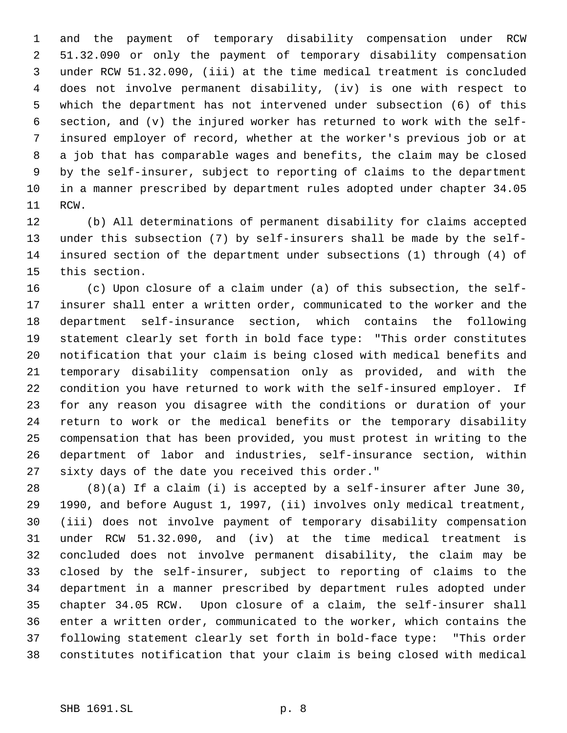and the payment of temporary disability compensation under RCW 51.32.090 or only the payment of temporary disability compensation under RCW 51.32.090, (iii) at the time medical treatment is concluded does not involve permanent disability, (iv) is one with respect to which the department has not intervened under subsection (6) of this section, and (v) the injured worker has returned to work with the self-insured employer of record, whether at the worker's previous job or at a job that has comparable wages and benefits, the claim may be closed by the self-insurer, subject to reporting of claims to the department in a manner prescribed by department rules adopted under chapter 34.05 RCW.

(b) All determinations of permanent disability for claims accepted under this subsection (7) by self-insurers shall be made by the self-insured section of the department under subsections (1) through (4) of this section.

(c) Upon closure of a claim under (a) of this subsection, the self-insurer shall enter a written order, communicated to the worker and the department self-insurance section, which contains the following statement clearly set forth in bold face type: "This order constitutes notification that your claim is being closed with medical benefits and temporary disability compensation only as provided, and with the condition you have returned to work with the self-insured employer. If for any reason you disagree with the conditions or duration of your return to work or the medical benefits or the temporary disability compensation that has been provided, you must protest in writing to the department of labor and industries, self-insurance section, within sixty days of the date you received this order."

(8)(a) If a claim (i) is accepted by a self-insurer after June 30, 1990, and before August 1, 1997, (ii) involves only medical treatment, (iii) does not involve payment of temporary disability compensation under RCW 51.32.090, and (iv) at the time medical treatment is concluded does not involve permanent disability, the claim may be closed by the self-insurer, subject to reporting of claims to the department in a manner prescribed by department rules adopted under chapter 34.05 RCW. Upon closure of a claim, the self-insurer shall enter a written order, communicated to the worker, which contains the following statement clearly set forth in bold-face type: "This order constitutes notification that your claim is being closed with medical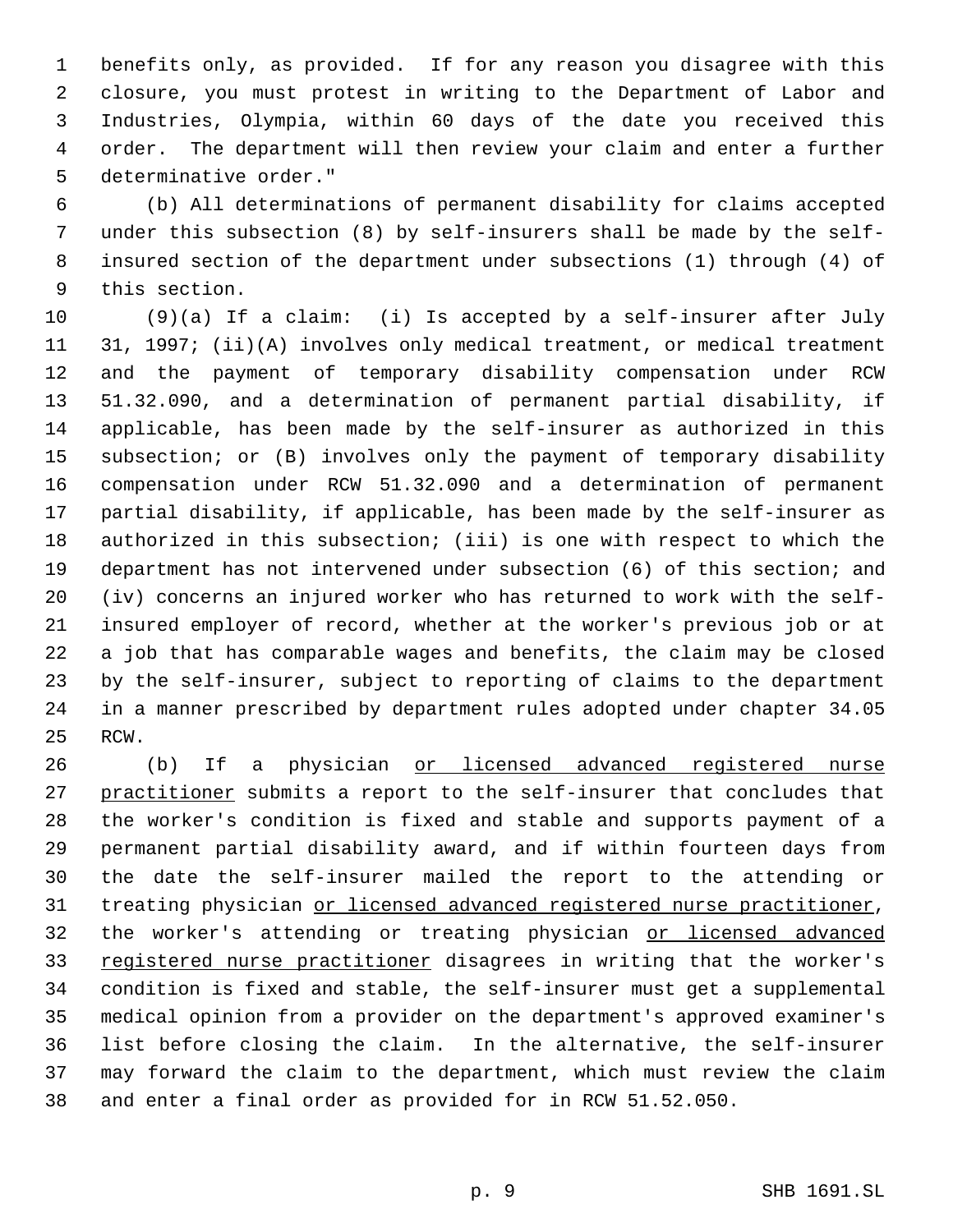benefits only, as provided. If for any reason you disagree with this closure, you must protest in writing to the Department of Labor and Industries, Olympia, within 60 days of the date you received this order. The department will then review your claim and enter a further determinative order."

(b) All determinations of permanent disability for claims accepted under this subsection (8) by self-insurers shall be made by the self-insured section of the department under subsections (1) through (4) of this section.

(9)(a) If a claim: (i) Is accepted by a self-insurer after July 31, 1997; (ii)(A) involves only medical treatment, or medical treatment and the payment of temporary disability compensation under RCW 51.32.090, and a determination of permanent partial disability, if applicable, has been made by the self-insurer as authorized in this subsection; or (B) involves only the payment of temporary disability compensation under RCW 51.32.090 and a determination of permanent partial disability, if applicable, has been made by the self-insurer as authorized in this subsection; (iii) is one with respect to which the department has not intervened under subsection (6) of this section; and (iv) concerns an injured worker who has returned to work with the self-insured employer of record, whether at the worker's previous job or at a job that has comparable wages and benefits, the claim may be closed by the self-insurer, subject to reporting of claims to the department in a manner prescribed by department rules adopted under chapter 34.05 RCW.

(b) If a physician <u>or licensed advanced registered nurse practitioner</u> submits a report to the self-insurer that concludes that the worker's condition is fixed and stable and supports payment of a permanent partial disability award, and if within fourteen days from the date the self-insurer mailed the report to the attending or treating physician <u>or licensed advanced registered nurse practitioner</u>, the worker's attending or treating physician <u>or licensed advanced registered nurse practitioner</u> disagrees in writing that the worker's condition is fixed and stable, the self-insurer must get a supplemental medical opinion from a provider on the department's approved examiner's list before closing the claim. In the alternative, the self-insurer may forward the claim to the department, which must review the claim and enter a final order as provided for in RCW 51.52.050.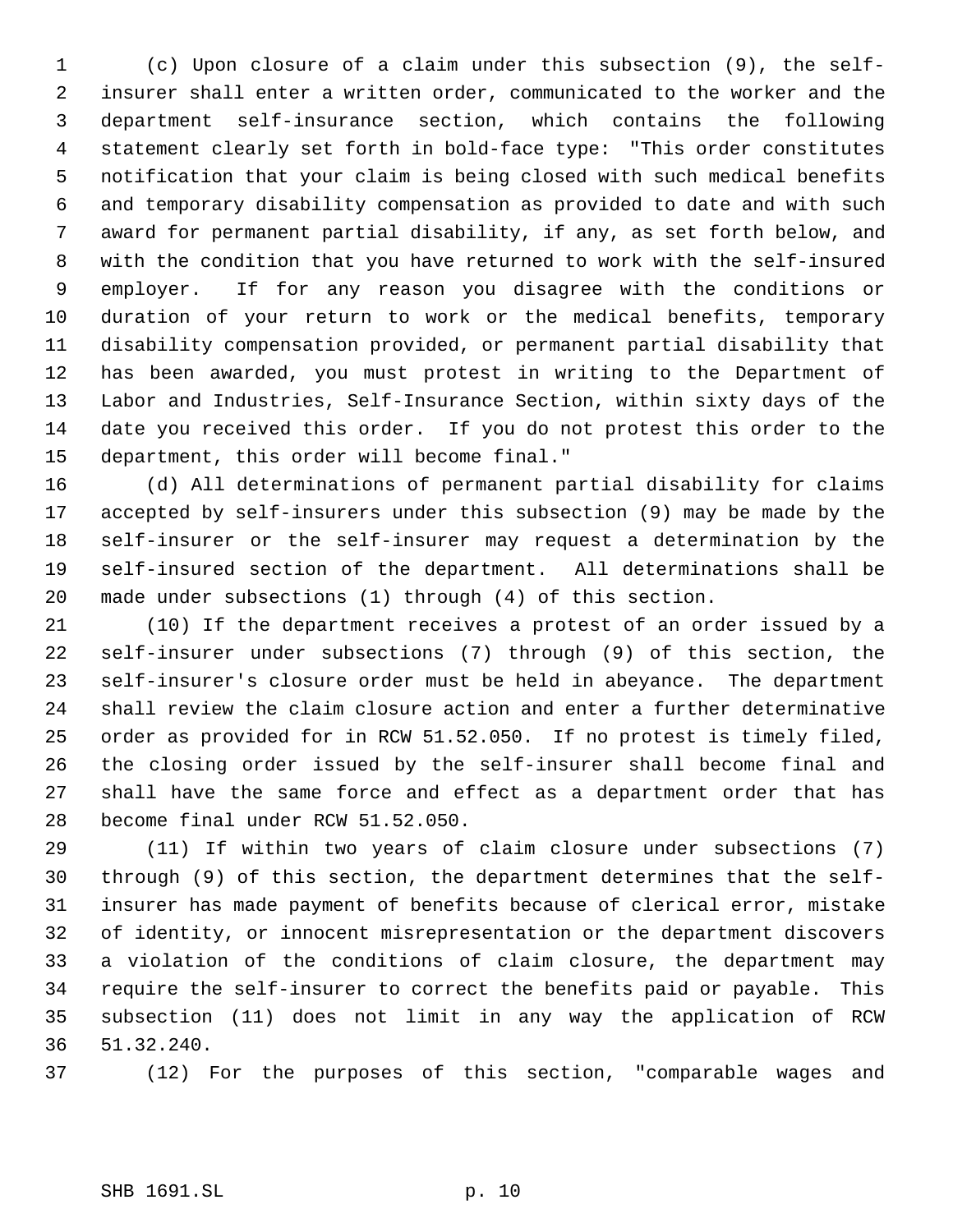(c) Upon closure of a claim under this subsection (9), the self-insurer shall enter a written order, communicated to the worker and the department self-insurance section, which contains the following statement clearly set forth in bold-face type: "This order constitutes notification that your claim is being closed with such medical benefits and temporary disability compensation as provided to date and with such award for permanent partial disability, if any, as set forth below, and with the condition that you have returned to work with the self-insured employer. If for any reason you disagree with the conditions or duration of your return to work or the medical benefits, temporary disability compensation provided, or permanent partial disability that has been awarded, you must protest in writing to the Department of Labor and Industries, Self-Insurance Section, within sixty days of the date you received this order. If you do not protest this order to the department, this order will become final."

(d) All determinations of permanent partial disability for claims accepted by self-insurers under this subsection (9) may be made by the self-insurer or the self-insurer may request a determination by the self-insured section of the department. All determinations shall be made under subsections (1) through (4) of this section.

(10) If the department receives a protest of an order issued by a self-insurer under subsections (7) through (9) of this section, the self-insurer's closure order must be held in abeyance. The department shall review the claim closure action and enter a further determinative order as provided for in RCW 51.52.050. If no protest is timely filed, the closing order issued by the self-insurer shall become final and shall have the same force and effect as a department order that has become final under RCW 51.52.050.

(11) If within two years of claim closure under subsections (7) through (9) of this section, the department determines that the self-insurer has made payment of benefits because of clerical error, mistake of identity, or innocent misrepresentation or the department discovers a violation of the conditions of claim closure, the department may require the self-insurer to correct the benefits paid or payable. This subsection (11) does not limit in any way the application of RCW 51.32.240.

(12) For the purposes of this section, "comparable wages and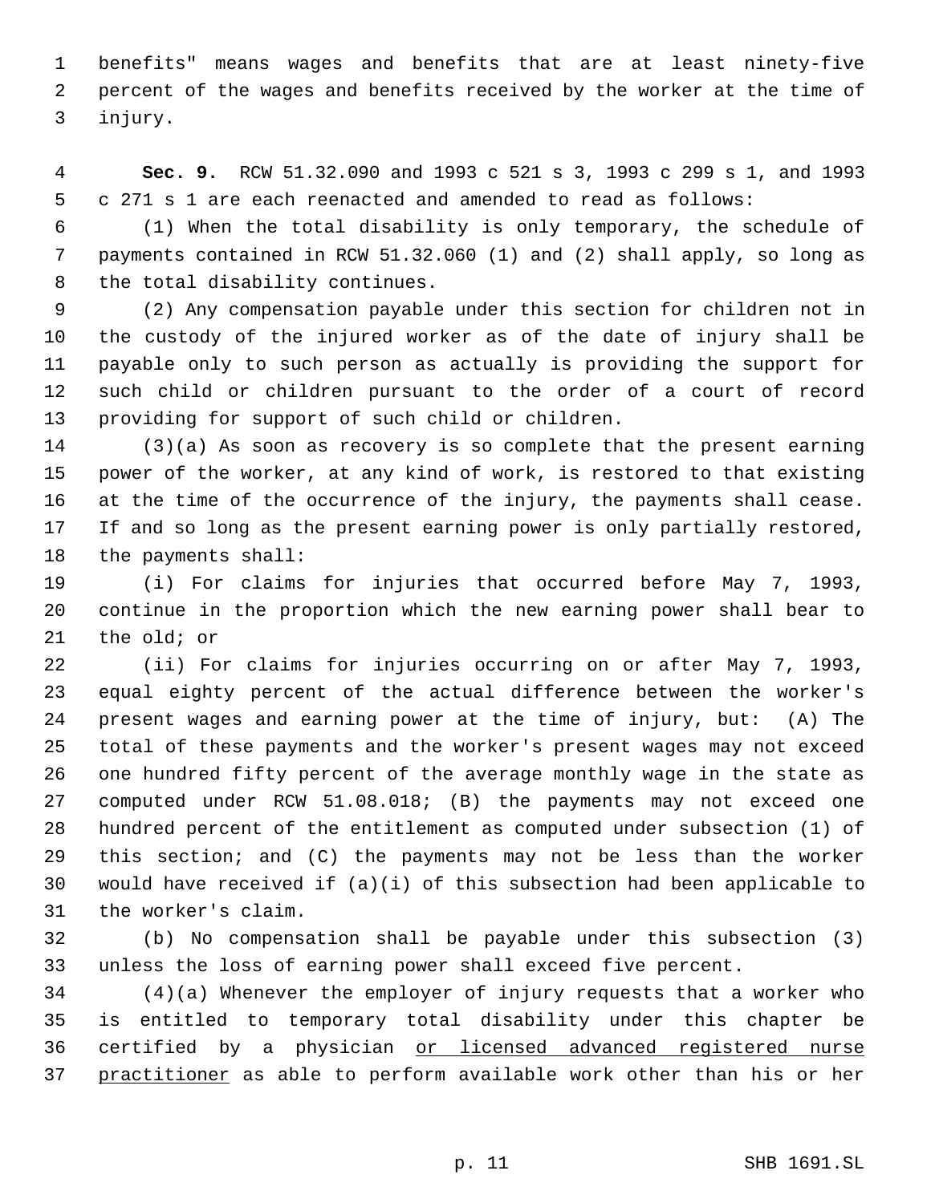benefits" means wages and benefits that are at least ninety-five percent of the wages and benefits received by the worker at the time of injury.

**Sec. 9.** RCW 51.32.090 and 1993 c 521 s 3, 1993 c 299 s 1, and 1993 c 271 s 1 are each reenacted and amended to read as follows:

(1) When the total disability is only temporary, the schedule of payments contained in RCW 51.32.060 (1) and (2) shall apply, so long as the total disability continues.

(2) Any compensation payable under this section for children not in the custody of the injured worker as of the date of injury shall be payable only to such person as actually is providing the support for such child or children pursuant to the order of a court of record providing for support of such child or children.

(3)(a) As soon as recovery is so complete that the present earning power of the worker, at any kind of work, is restored to that existing at the time of the occurrence of the injury, the payments shall cease. If and so long as the present earning power is only partially restored, the payments shall:

(i) For claims for injuries that occurred before May 7, 1993, continue in the proportion which the new earning power shall bear to the old; or

(ii) For claims for injuries occurring on or after May 7, 1993, equal eighty percent of the actual difference between the worker's present wages and earning power at the time of injury, but: (A) The total of these payments and the worker's present wages may not exceed one hundred fifty percent of the average monthly wage in the state as computed under RCW 51.08.018; (B) the payments may not exceed one hundred percent of the entitlement as computed under subsection (1) of this section; and (C) the payments may not be less than the worker would have received if (a)(i) of this subsection had been applicable to the worker's claim.

(b) No compensation shall be payable under this subsection (3) unless the loss of earning power shall exceed five percent.

(4)(a) Whenever the employer of injury requests that a worker who is entitled to temporary total disability under this chapter be certified by a physician <u>or licensed advanced registered nurse practitioner</u> as able to perform available work other than his or her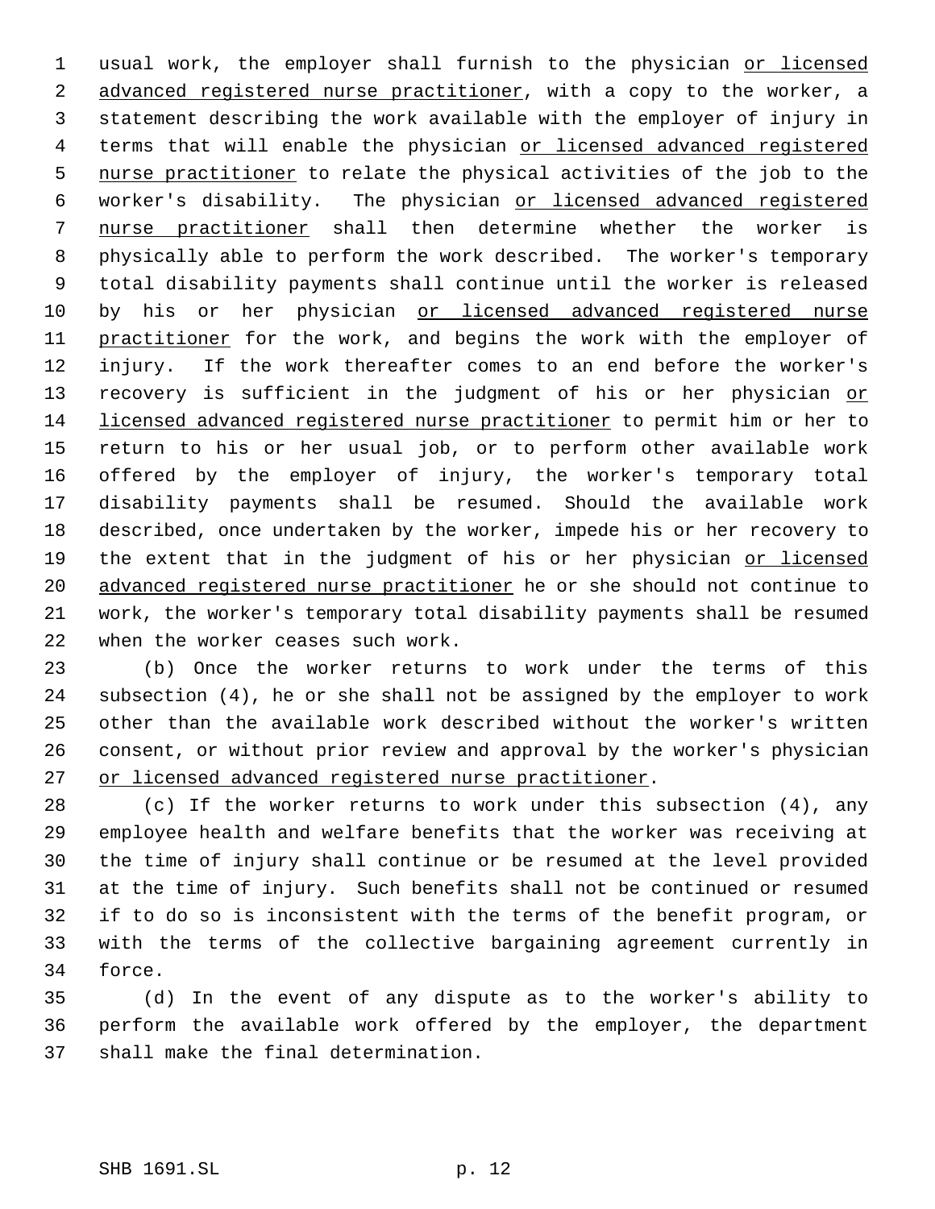usual work, the employer shall furnish to the physician <u>or licensed advanced registered nurse practitioner</u>, with a copy to the worker, a statement describing the work available with the employer of injury in terms that will enable the physician <u>or licensed advanced registered nurse practitioner</u> to relate the physical activities of the job to the worker's disability. The physician <u>or licensed advanced registered nurse practitioner</u> shall then determine whether the worker is physically able to perform the work described. The worker's temporary total disability payments shall continue until the worker is released by his or her physician <u>or licensed advanced registered nurse practitioner</u> for the work, and begins the work with the employer of injury. If the work thereafter comes to an end before the worker's recovery is sufficient in the judgment of his or her physician <u>or licensed advanced registered nurse practitioner</u> to permit him or her to return to his or her usual job, or to perform other available work offered by the employer of injury, the worker's temporary total disability payments shall be resumed. Should the available work described, once undertaken by the worker, impede his or her recovery to the extent that in the judgment of his or her physician <u>or licensed advanced registered nurse practitioner</u> he or she should not continue to work, the worker's temporary total disability payments shall be resumed when the worker ceases such work.

(b) Once the worker returns to work under the terms of this subsection (4), he or she shall not be assigned by the employer to work other than the available work described without the worker's written consent, or without prior review and approval by the worker's physician <u>or licensed advanced registered nurse practitioner</u>.

(c) If the worker returns to work under this subsection (4), any employee health and welfare benefits that the worker was receiving at the time of injury shall continue or be resumed at the level provided at the time of injury. Such benefits shall not be continued or resumed if to do so is inconsistent with the terms of the benefit program, or with the terms of the collective bargaining agreement currently in force.

(d) In the event of any dispute as to the worker's ability to perform the available work offered by the employer, the department shall make the final determination.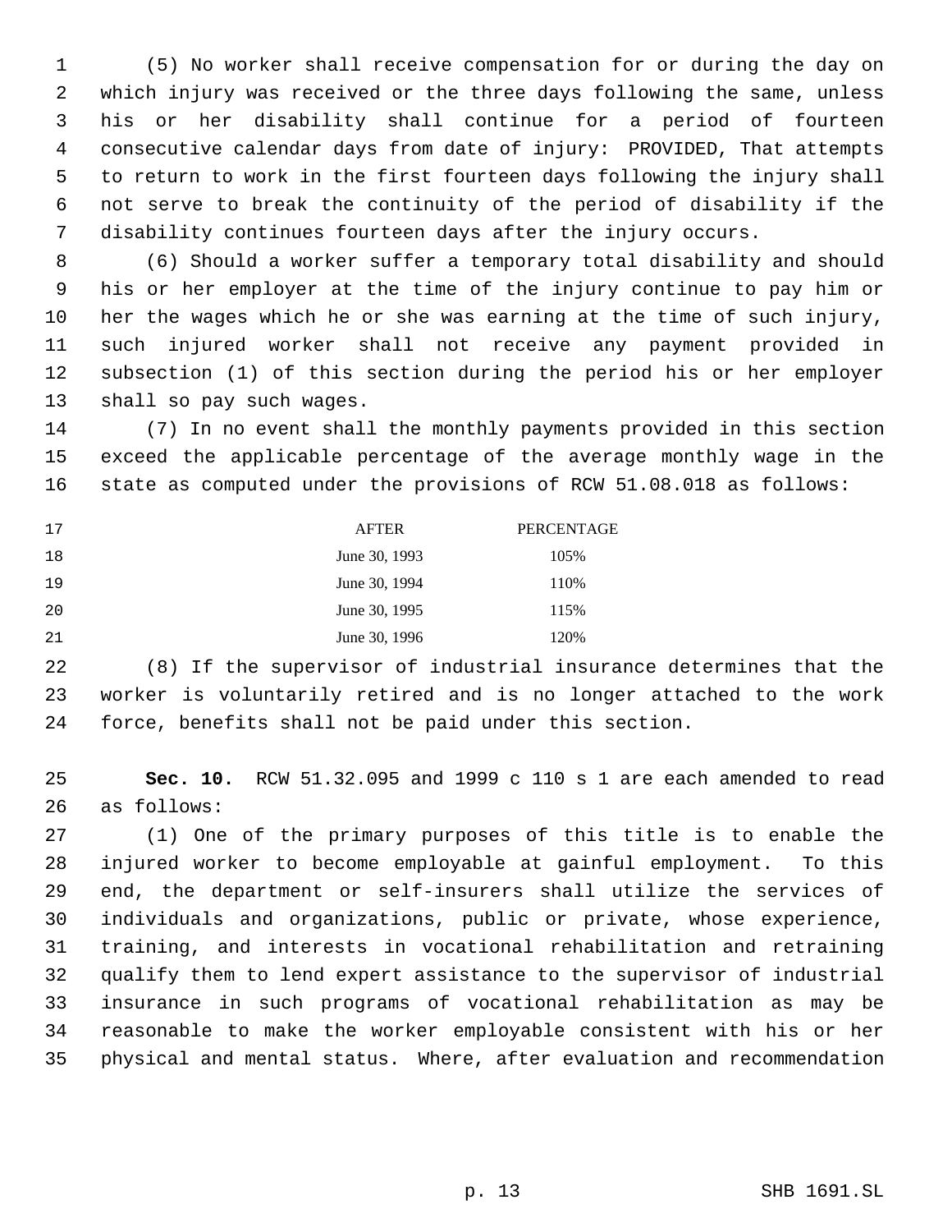(5) No worker shall receive compensation for or during the day on which injury was received or the three days following the same, unless his or her disability shall continue for a period of fourteen consecutive calendar days from date of injury: PROVIDED, That attempts to return to work in the first fourteen days following the injury shall not serve to break the continuity of the period of disability if the disability continues fourteen days after the injury occurs.

(6) Should a worker suffer a temporary total disability and should his or her employer at the time of the injury continue to pay him or her the wages which he or she was earning at the time of such injury, such injured worker shall not receive any payment provided in subsection (1) of this section during the period his or her employer shall so pay such wages.

(7) In no event shall the monthly payments provided in this section exceed the applicable percentage of the average monthly wage in the state as computed under the provisions of RCW 51.08.018 as follows:

| AFTER | PERCENTAGE |
|---|---|
| June 30, 1993 | 105% |
| June 30, 1994 | 110% |
| June 30, 1995 | 115% |
| June 30, 1996 | 120% |

(8) If the supervisor of industrial insurance determines that the worker is voluntarily retired and is no longer attached to the work force, benefits shall not be paid under this section.

**Sec. 10.** RCW 51.32.095 and 1999 c 110 s 1 are each amended to read as follows:

(1) One of the primary purposes of this title is to enable the injured worker to become employable at gainful employment. To this end, the department or self-insurers shall utilize the services of individuals and organizations, public or private, whose experience, training, and interests in vocational rehabilitation and retraining qualify them to lend expert assistance to the supervisor of industrial insurance in such programs of vocational rehabilitation as may be reasonable to make the worker employable consistent with his or her physical and mental status. Where, after evaluation and recommendation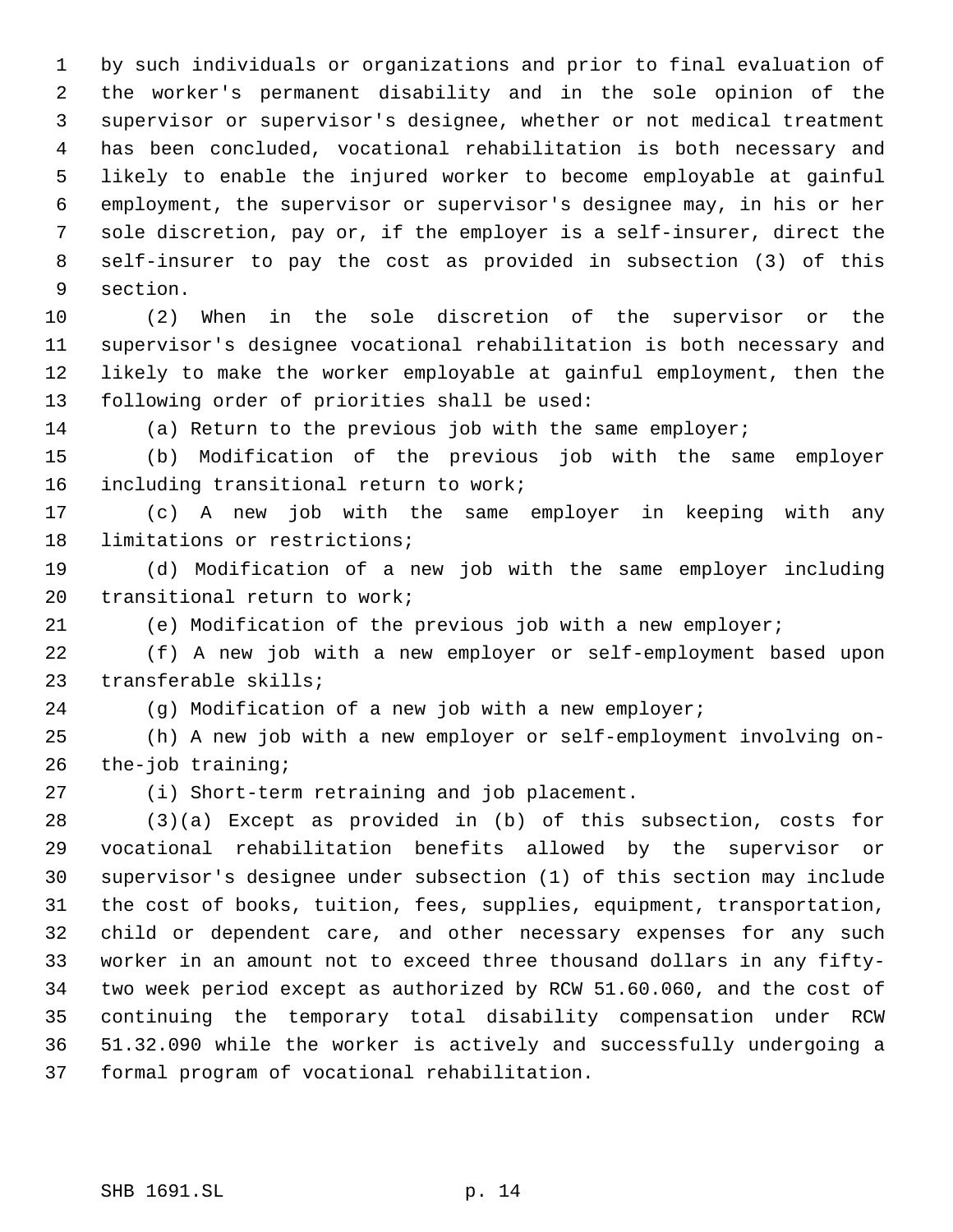by such individuals or organizations and prior to final evaluation of the worker's permanent disability and in the sole opinion of the supervisor or supervisor's designee, whether or not medical treatment has been concluded, vocational rehabilitation is both necessary and likely to enable the injured worker to become employable at gainful employment, the supervisor or supervisor's designee may, in his or her sole discretion, pay or, if the employer is a self-insurer, direct the self-insurer to pay the cost as provided in subsection (3) of this section.

(2) When in the sole discretion of the supervisor or the supervisor's designee vocational rehabilitation is both necessary and likely to make the worker employable at gainful employment, then the following order of priorities shall be used:

(a) Return to the previous job with the same employer;

(b) Modification of the previous job with the same employer including transitional return to work;

(c) A new job with the same employer in keeping with any limitations or restrictions;

(d) Modification of a new job with the same employer including transitional return to work;

(e) Modification of the previous job with a new employer;

(f) A new job with a new employer or self-employment based upon transferable skills;

(g) Modification of a new job with a new employer;

(h) A new job with a new employer or self-employment involving on-the-job training;

(i) Short-term retraining and job placement.

(3)(a) Except as provided in (b) of this subsection, costs for vocational rehabilitation benefits allowed by the supervisor or supervisor's designee under subsection (1) of this section may include the cost of books, tuition, fees, supplies, equipment, transportation, child or dependent care, and other necessary expenses for any such worker in an amount not to exceed three thousand dollars in any fifty-two week period except as authorized by RCW 51.60.060, and the cost of continuing the temporary total disability compensation under RCW 51.32.090 while the worker is actively and successfully undergoing a formal program of vocational rehabilitation.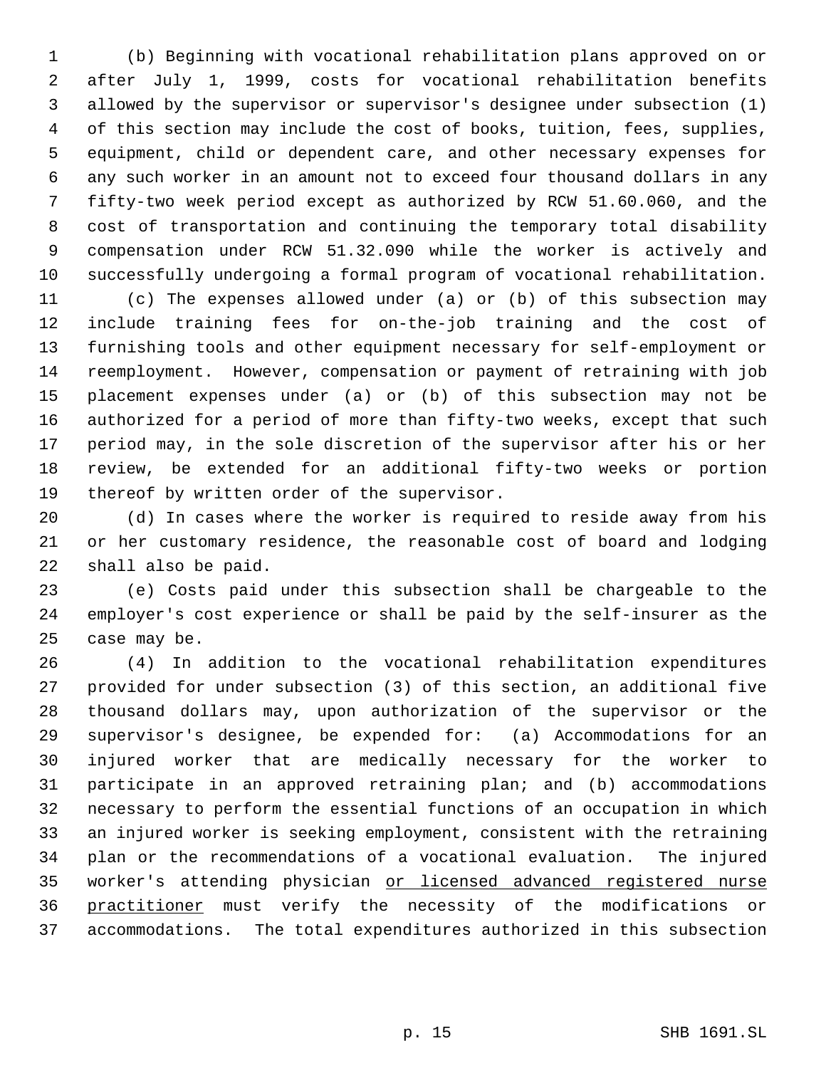(b) Beginning with vocational rehabilitation plans approved on or after July 1, 1999, costs for vocational rehabilitation benefits allowed by the supervisor or supervisor's designee under subsection (1) of this section may include the cost of books, tuition, fees, supplies, equipment, child or dependent care, and other necessary expenses for any such worker in an amount not to exceed four thousand dollars in any fifty-two week period except as authorized by RCW 51.60.060, and the cost of transportation and continuing the temporary total disability compensation under RCW 51.32.090 while the worker is actively and successfully undergoing a formal program of vocational rehabilitation.

(c) The expenses allowed under (a) or (b) of this subsection may include training fees for on-the-job training and the cost of furnishing tools and other equipment necessary for self-employment or reemployment. However, compensation or payment of retraining with job placement expenses under (a) or (b) of this subsection may not be authorized for a period of more than fifty-two weeks, except that such period may, in the sole discretion of the supervisor after his or her review, be extended for an additional fifty-two weeks or portion thereof by written order of the supervisor.

(d) In cases where the worker is required to reside away from his or her customary residence, the reasonable cost of board and lodging shall also be paid.

(e) Costs paid under this subsection shall be chargeable to the employer's cost experience or shall be paid by the self-insurer as the case may be.

(4) In addition to the vocational rehabilitation expenditures provided for under subsection (3) of this section, an additional five thousand dollars may, upon authorization of the supervisor or the supervisor's designee, be expended for: (a) Accommodations for an injured worker that are medically necessary for the worker to participate in an approved retraining plan; and (b) accommodations necessary to perform the essential functions of an occupation in which an injured worker is seeking employment, consistent with the retraining plan or the recommendations of a vocational evaluation. The injured worker's attending physician <u>or licensed advanced registered nurse practitioner</u> must verify the necessity of the modifications or accommodations. The total expenditures authorized in this subsection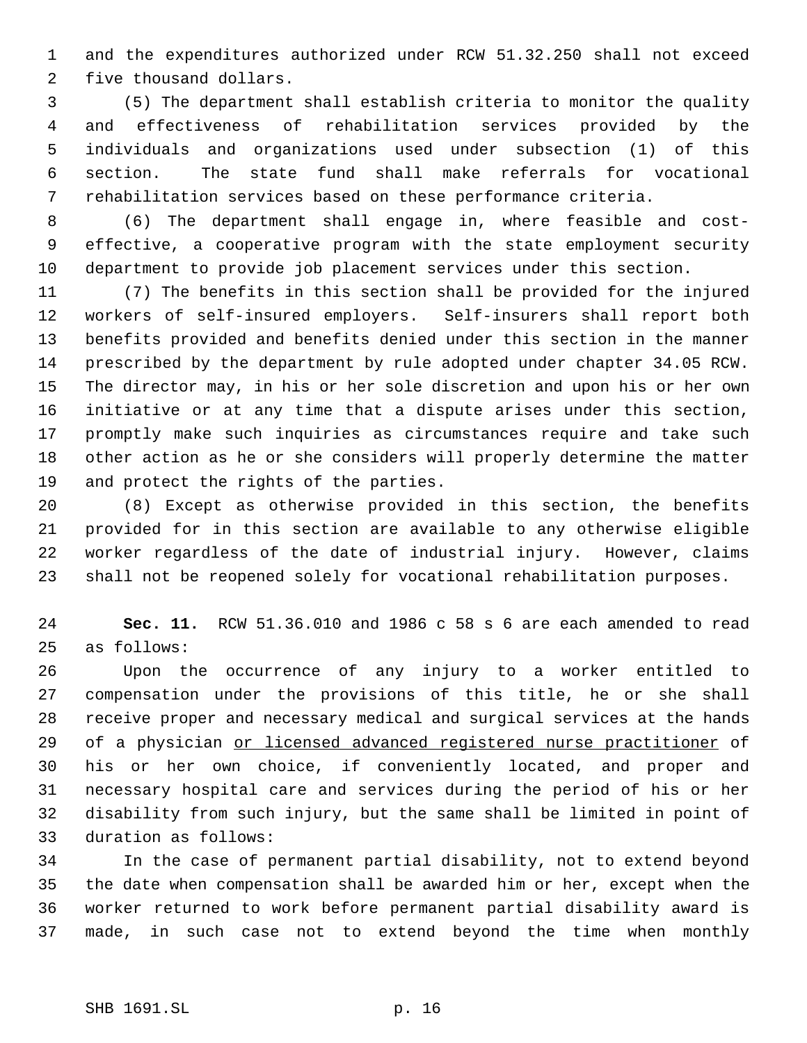and the expenditures authorized under RCW 51.32.250 shall not exceed five thousand dollars.

(5) The department shall establish criteria to monitor the quality and effectiveness of rehabilitation services provided by the individuals and organizations used under subsection (1) of this section. The state fund shall make referrals for vocational rehabilitation services based on these performance criteria.

(6) The department shall engage in, where feasible and cost-effective, a cooperative program with the state employment security department to provide job placement services under this section.

(7) The benefits in this section shall be provided for the injured workers of self-insured employers. Self-insurers shall report both benefits provided and benefits denied under this section in the manner prescribed by the department by rule adopted under chapter 34.05 RCW. The director may, in his or her sole discretion and upon his or her own initiative or at any time that a dispute arises under this section, promptly make such inquiries as circumstances require and take such other action as he or she considers will properly determine the matter and protect the rights of the parties.

(8) Except as otherwise provided in this section, the benefits provided for in this section are available to any otherwise eligible worker regardless of the date of industrial injury. However, claims shall not be reopened solely for vocational rehabilitation purposes.

**Sec. 11.** RCW 51.36.010 and 1986 c 58 s 6 are each amended to read as follows:

Upon the occurrence of any injury to a worker entitled to compensation under the provisions of this title, he or she shall receive proper and necessary medical and surgical services at the hands of a physician <u>or licensed advanced registered nurse practitioner</u> of his or her own choice, if conveniently located, and proper and necessary hospital care and services during the period of his or her disability from such injury, but the same shall be limited in point of duration as follows:

In the case of permanent partial disability, not to extend beyond the date when compensation shall be awarded him or her, except when the worker returned to work before permanent partial disability award is made, in such case not to extend beyond the time when monthly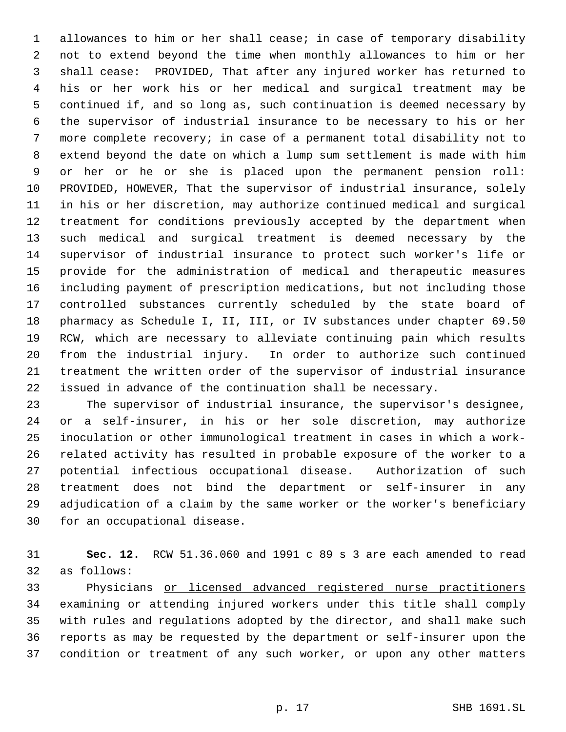allowances to him or her shall cease; in case of temporary disability not to extend beyond the time when monthly allowances to him or her shall cease: PROVIDED, That after any injured worker has returned to his or her work his or her medical and surgical treatment may be continued if, and so long as, such continuation is deemed necessary by the supervisor of industrial insurance to be necessary to his or her more complete recovery; in case of a permanent total disability not to extend beyond the date on which a lump sum settlement is made with him or her or he or she is placed upon the permanent pension roll: PROVIDED, HOWEVER, That the supervisor of industrial insurance, solely in his or her discretion, may authorize continued medical and surgical treatment for conditions previously accepted by the department when such medical and surgical treatment is deemed necessary by the supervisor of industrial insurance to protect such worker's life or provide for the administration of medical and therapeutic measures including payment of prescription medications, but not including those controlled substances currently scheduled by the state board of pharmacy as Schedule I, II, III, or IV substances under chapter 69.50 RCW, which are necessary to alleviate continuing pain which results from the industrial injury. In order to authorize such continued treatment the written order of the supervisor of industrial insurance issued in advance of the continuation shall be necessary.

The supervisor of industrial insurance, the supervisor's designee, or a self-insurer, in his or her sole discretion, may authorize inoculation or other immunological treatment in cases in which a work-related activity has resulted in probable exposure of the worker to a potential infectious occupational disease. Authorization of such treatment does not bind the department or self-insurer in any adjudication of a claim by the same worker or the worker's beneficiary for an occupational disease.

**Sec. 12.** RCW 51.36.060 and 1991 c 89 s 3 are each amended to read as follows:

Physicians <u>or licensed advanced registered nurse practitioners</u> examining or attending injured workers under this title shall comply with rules and regulations adopted by the director, and shall make such reports as may be requested by the department or self-insurer upon the condition or treatment of any such worker, or upon any other matters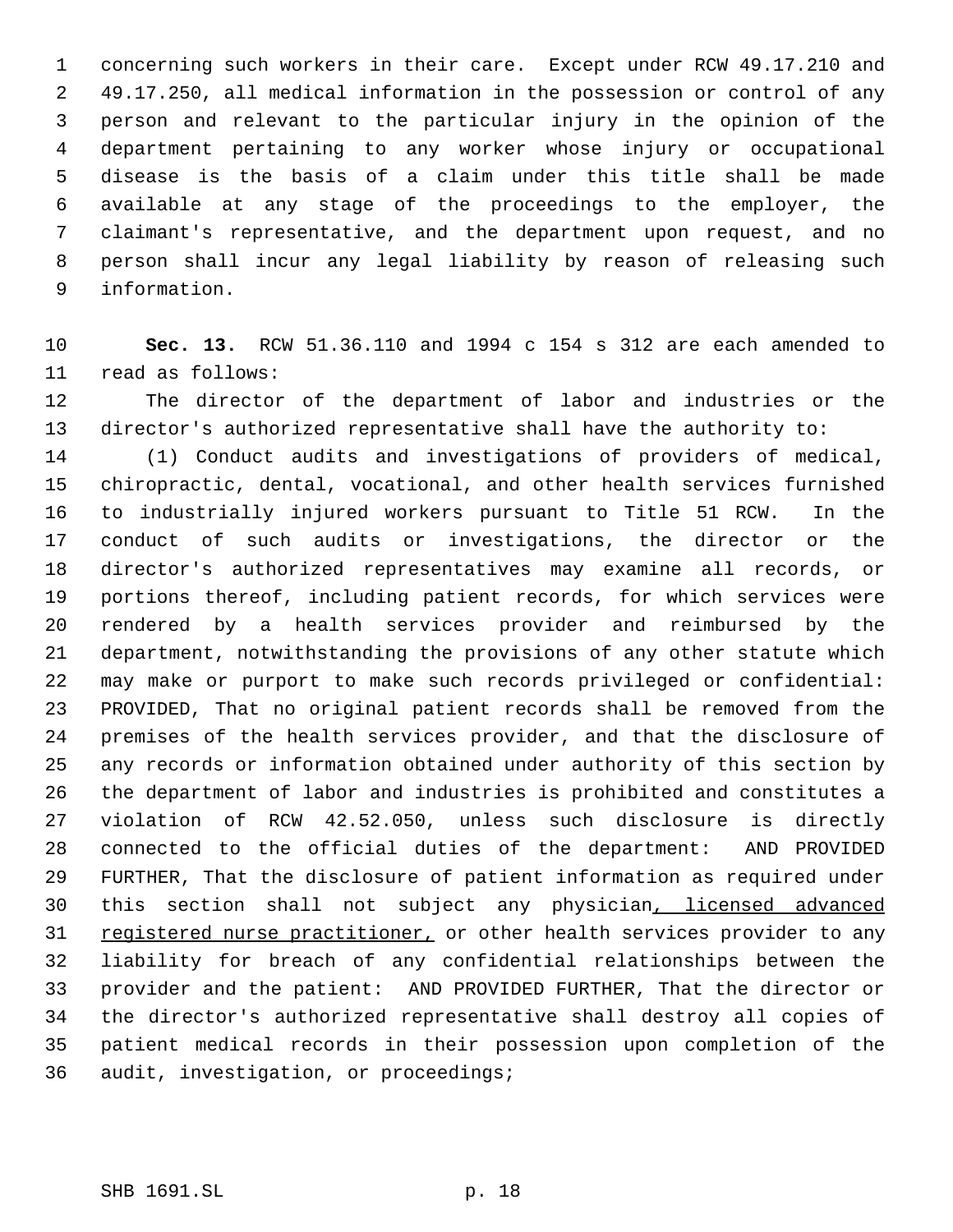concerning such workers in their care. Except under RCW 49.17.210 and 49.17.250, all medical information in the possession or control of any person and relevant to the particular injury in the opinion of the department pertaining to any worker whose injury or occupational disease is the basis of a claim under this title shall be made available at any stage of the proceedings to the employer, the claimant's representative, and the department upon request, and no person shall incur any legal liability by reason of releasing such information.

**Sec. 13.** RCW 51.36.110 and 1994 c 154 s 312 are each amended to read as follows:

The director of the department of labor and industries or the director's authorized representative shall have the authority to:

(1) Conduct audits and investigations of providers of medical, chiropractic, dental, vocational, and other health services furnished to industrially injured workers pursuant to Title 51 RCW. In the conduct of such audits or investigations, the director or the director's authorized representatives may examine all records, or portions thereof, including patient records, for which services were rendered by a health services provider and reimbursed by the department, notwithstanding the provisions of any other statute which may make or purport to make such records privileged or confidential: PROVIDED, That no original patient records shall be removed from the premises of the health services provider, and that the disclosure of any records or information obtained under authority of this section by the department of labor and industries is prohibited and constitutes a violation of RCW 42.52.050, unless such disclosure is directly connected to the official duties of the department: AND PROVIDED FURTHER, That the disclosure of patient information as required under this section shall not subject any physician<u>, licensed advanced registered nurse practitioner,</u> or other health services provider to any liability for breach of any confidential relationships between the provider and the patient: AND PROVIDED FURTHER, That the director or the director's authorized representative shall destroy all copies of patient medical records in their possession upon completion of the audit, investigation, or proceedings;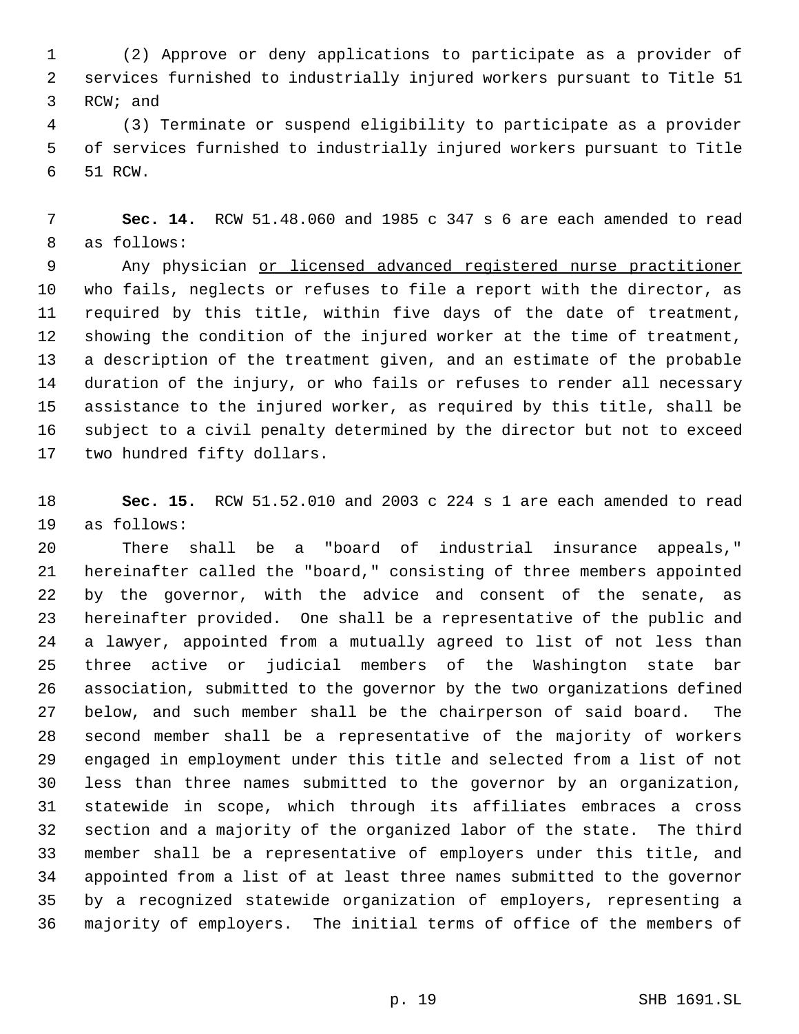(2) Approve or deny applications to participate as a provider of services furnished to industrially injured workers pursuant to Title 51 RCW; and

(3) Terminate or suspend eligibility to participate as a provider of services furnished to industrially injured workers pursuant to Title 51 RCW.

**Sec. 14.** RCW 51.48.060 and 1985 c 347 s 6 are each amended to read as follows:

Any physician <u>or licensed advanced registered nurse practitioner</u> who fails, neglects or refuses to file a report with the director, as required by this title, within five days of the date of treatment, showing the condition of the injured worker at the time of treatment, a description of the treatment given, and an estimate of the probable duration of the injury, or who fails or refuses to render all necessary assistance to the injured worker, as required by this title, shall be subject to a civil penalty determined by the director but not to exceed two hundred fifty dollars.

**Sec. 15.** RCW 51.52.010 and 2003 c 224 s 1 are each amended to read as follows:

There shall be a "board of industrial insurance appeals," hereinafter called the "board," consisting of three members appointed by the governor, with the advice and consent of the senate, as hereinafter provided. One shall be a representative of the public and a lawyer, appointed from a mutually agreed to list of not less than three active or judicial members of the Washington state bar association, submitted to the governor by the two organizations defined below, and such member shall be the chairperson of said board. The second member shall be a representative of the majority of workers engaged in employment under this title and selected from a list of not less than three names submitted to the governor by an organization, statewide in scope, which through its affiliates embraces a cross section and a majority of the organized labor of the state. The third member shall be a representative of employers under this title, and appointed from a list of at least three names submitted to the governor by a recognized statewide organization of employers, representing a majority of employers. The initial terms of office of the members of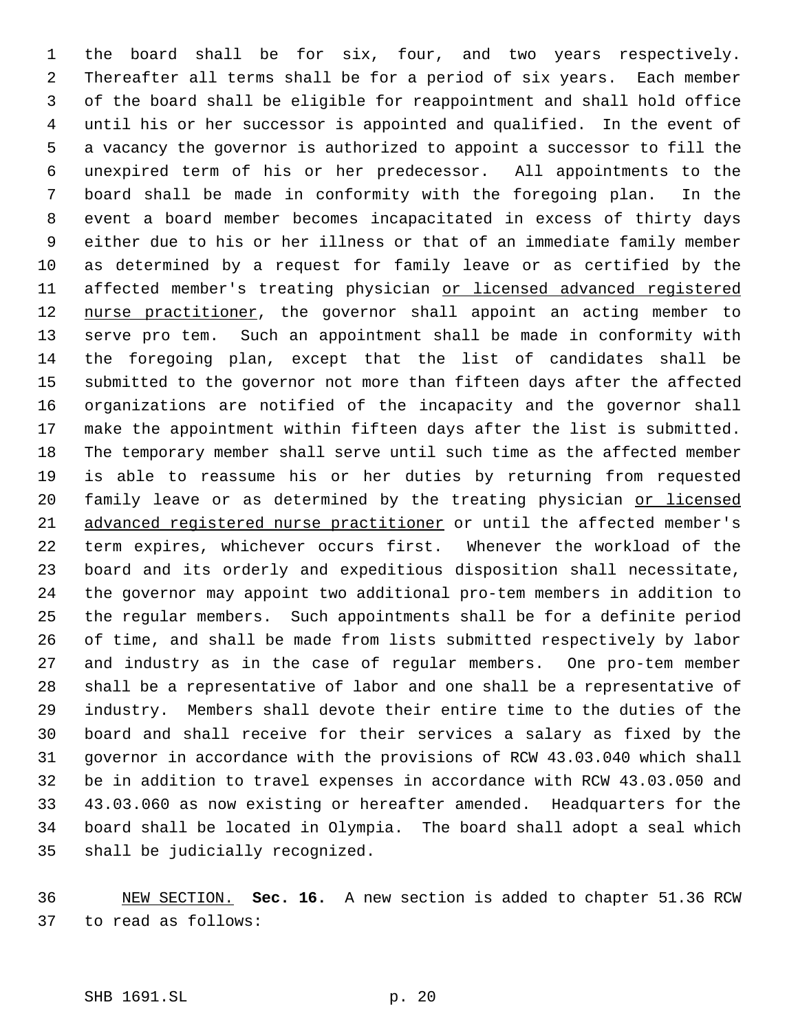the board shall be for six, four, and two years respectively. Thereafter all terms shall be for a period of six years. Each member of the board shall be eligible for reappointment and shall hold office until his or her successor is appointed and qualified. In the event of a vacancy the governor is authorized to appoint a successor to fill the unexpired term of his or her predecessor. All appointments to the board shall be made in conformity with the foregoing plan. In the event a board member becomes incapacitated in excess of thirty days either due to his or her illness or that of an immediate family member as determined by a request for family leave or as certified by the affected member's treating physician <u>or licensed advanced registered nurse practitioner</u>, the governor shall appoint an acting member to serve pro tem. Such an appointment shall be made in conformity with the foregoing plan, except that the list of candidates shall be submitted to the governor not more than fifteen days after the affected organizations are notified of the incapacity and the governor shall make the appointment within fifteen days after the list is submitted. The temporary member shall serve until such time as the affected member is able to reassume his or her duties by returning from requested family leave or as determined by the treating physician <u>or licensed advanced registered nurse practitioner</u> or until the affected member's term expires, whichever occurs first. Whenever the workload of the board and its orderly and expeditious disposition shall necessitate, the governor may appoint two additional pro-tem members in addition to the regular members. Such appointments shall be for a definite period of time, and shall be made from lists submitted respectively by labor and industry as in the case of regular members. One pro-tem member shall be a representative of labor and one shall be a representative of industry. Members shall devote their entire time to the duties of the board and shall receive for their services a salary as fixed by the governor in accordance with the provisions of RCW 43.03.040 which shall be in addition to travel expenses in accordance with RCW 43.03.050 and 43.03.060 as now existing or hereafter amended. Headquarters for the board shall be located in Olympia. The board shall adopt a seal which shall be judicially recognized.

<u>NEW SECTION.</u> **Sec. 16.** A new section is added to chapter 51.36 RCW to read as follows: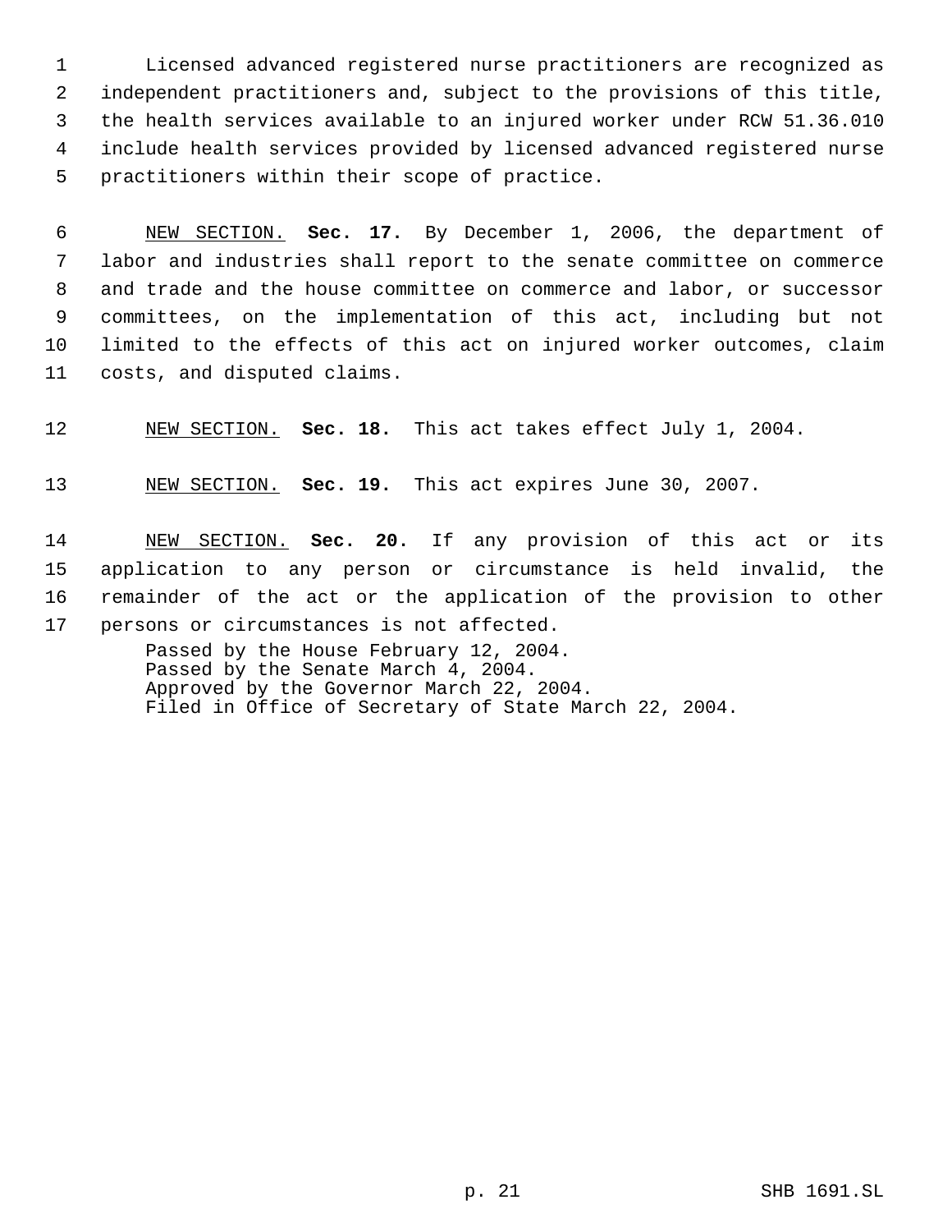Licensed advanced registered nurse practitioners are recognized as independent practitioners and, subject to the provisions of this title, the health services available to an injured worker under RCW 51.36.010 include health services provided by licensed advanced registered nurse practitioners within their scope of practice.

NEW SECTION. **Sec. 17.** By December 1, 2006, the department of labor and industries shall report to the senate committee on commerce and trade and the house committee on commerce and labor, or successor committees, on the implementation of this act, including but not limited to the effects of this act on injured worker outcomes, claim costs, and disputed claims.

NEW SECTION. **Sec. 18.** This act takes effect July 1, 2004.

NEW SECTION. **Sec. 19.** This act expires June 30, 2007.

NEW SECTION. **Sec. 20.** If any provision of this act or its application to any person or circumstance is held invalid, the remainder of the act or the application of the provision to other persons or circumstances is not affected.

Passed by the House February 12, 2004.
Passed by the Senate March 4, 2004.
Approved by the Governor March 22, 2004.
Filed in Office of Secretary of State March 22, 2004.